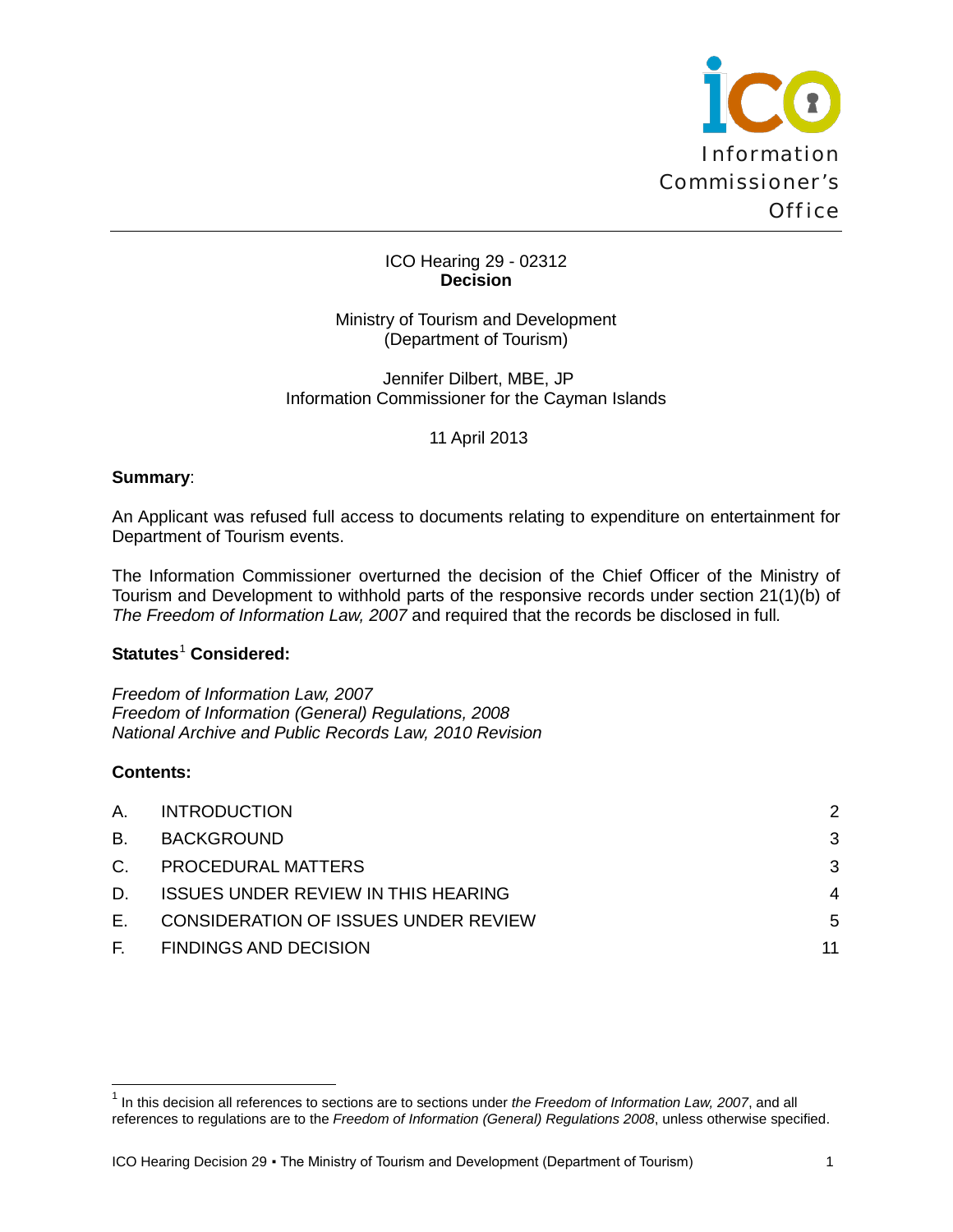Information Commissioner's Office

ICO Hearing 29 - 02312
**Decision**

Ministry of Tourism and Development
(Department of Tourism)

Jennifer Dilbert, MBE, JP
Information Commissioner for the Cayman Islands

11 April 2013

**Summary**:

An Applicant was refused full access to documents relating to expenditure on entertainment for Department of Tourism events.

The Information Commissioner overturned the decision of the Chief Officer of the Ministry of Tourism and Development to withhold parts of the responsive records under section 21(1)(b) of *The Freedom of Information Law, 2007* and required that the records be disclosed in full.

**Statutes[1] Considered:**

*Freedom of Information Law, 2007*
*Freedom of Information (General) Regulations, 2008*
*National Archive and Public Records Law, 2010 Revision*

**Contents:**

| | | |
|---|---|---|
| A. | INTRODUCTION | 2 |
| B. | BACKGROUND | 3 |
| C. | PROCEDURAL MATTERS | 3 |
| D. | ISSUES UNDER REVIEW IN THIS HEARING | 4 |
| E. | CONSIDERATION OF ISSUES UNDER REVIEW | 5 |
| F. | FINDINGS AND DECISION | 11 |

[1] In this decision all references to sections are to sections under *the Freedom of Information Law, 2007*, and all references to regulations are to the *Freedom of Information (General) Regulations 2008*, unless otherwise specified.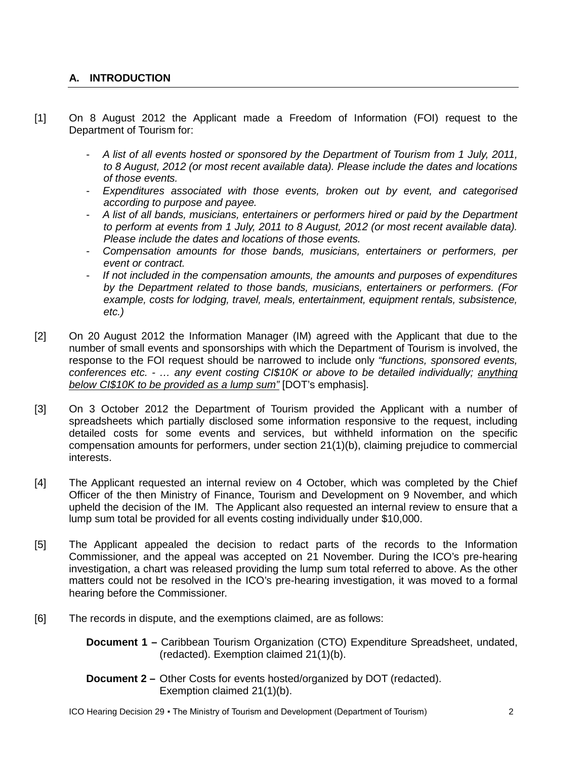## A. INTRODUCTION

[1] On 8 August 2012 the Applicant made a Freedom of Information (FOI) request to the Department of Tourism for:

- *A list of all events hosted or sponsored by the Department of Tourism from 1 July, 2011, to 8 August, 2012 (or most recent available data). Please include the dates and locations of those events.*
- *Expenditures associated with those events, broken out by event, and categorised according to purpose and payee.*
- *A list of all bands, musicians, entertainers or performers hired or paid by the Department to perform at events from 1 July, 2011 to 8 August, 2012 (or most recent available data). Please include the dates and locations of those events.*
- *Compensation amounts for those bands, musicians, entertainers or performers, per event or contract.*
- *If not included in the compensation amounts, the amounts and purposes of expenditures by the Department related to those bands, musicians, entertainers or performers. (For example, costs for lodging, travel, meals, entertainment, equipment rentals, subsistence, etc.)*

[2] On 20 August 2012 the Information Manager (IM) agreed with the Applicant that due to the number of small events and sponsorships with which the Department of Tourism is involved, the response to the FOI request should be narrowed to include only *"functions, sponsored events, conferences etc. - … any event costing CI$10K or above to be detailed individually; <u>anything below CI$10K to be provided as a lump sum</u>"* [DOT's emphasis].

[3] On 3 October 2012 the Department of Tourism provided the Applicant with a number of spreadsheets which partially disclosed some information responsive to the request, including detailed costs for some events and services, but withheld information on the specific compensation amounts for performers, under section 21(1)(b), claiming prejudice to commercial interests.

[4] The Applicant requested an internal review on 4 October, which was completed by the Chief Officer of the then Ministry of Finance, Tourism and Development on 9 November, and which upheld the decision of the IM. The Applicant also requested an internal review to ensure that a lump sum total be provided for all events costing individually under $10,000.

[5] The Applicant appealed the decision to redact parts of the records to the Information Commissioner, and the appeal was accepted on 21 November. During the ICO's pre-hearing investigation, a chart was released providing the lump sum total referred to above. As the other matters could not be resolved in the ICO's pre-hearing investigation, it was moved to a formal hearing before the Commissioner.

[6] The records in dispute, and the exemptions claimed, are as follows:

**Document 1 –** Caribbean Tourism Organization (CTO) Expenditure Spreadsheet, undated, (redacted). Exemption claimed 21(1)(b).

**Document 2 –** Other Costs for events hosted/organized by DOT (redacted). Exemption claimed 21(1)(b).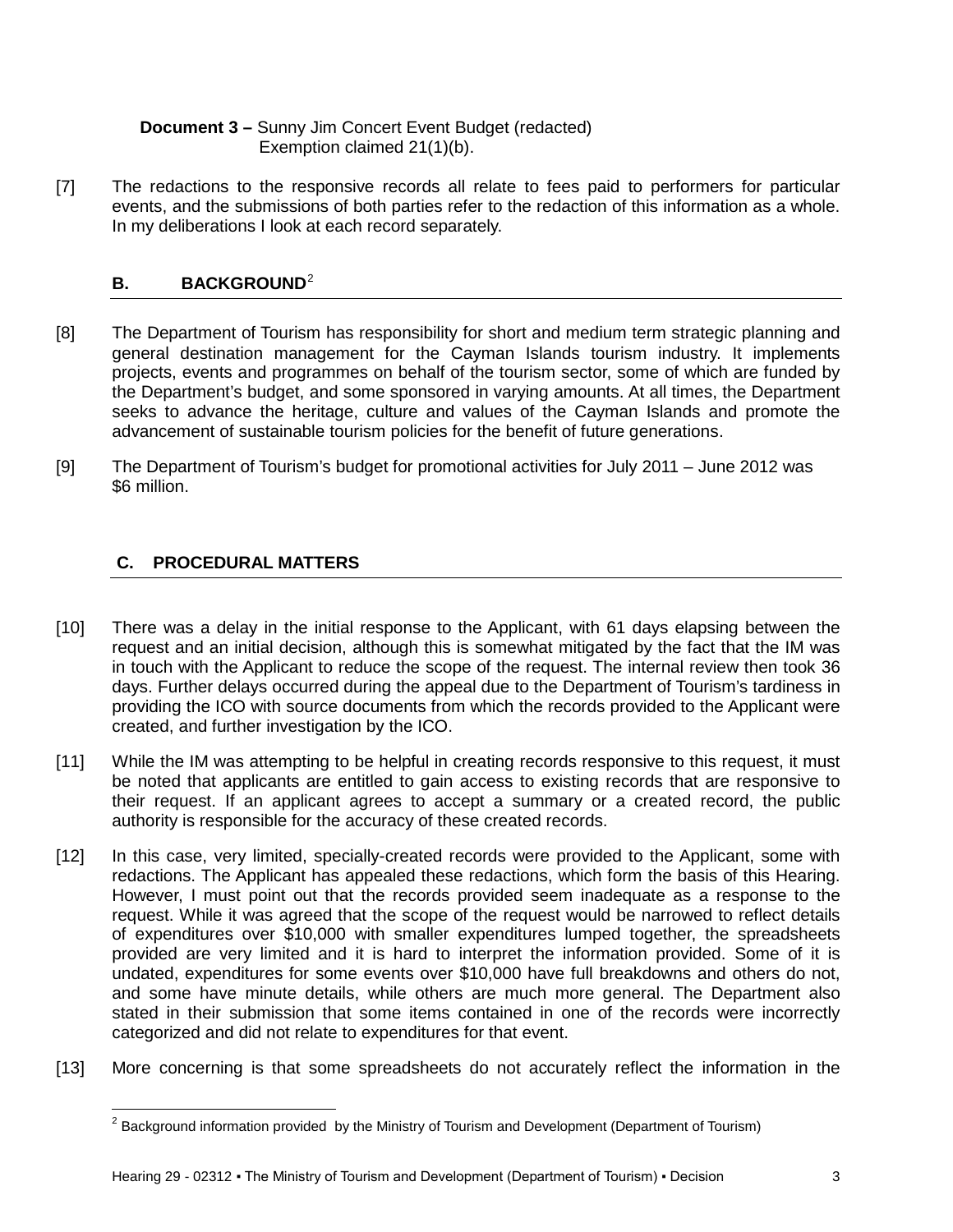**Document 3 –** Sunny Jim Concert Event Budget (redacted)
Exemption claimed 21(1)(b).

[7] The redactions to the responsive records all relate to fees paid to performers for particular events, and the submissions of both parties refer to the redaction of this information as a whole. In my deliberations I look at each record separately.

## B. BACKGROUND[2]

[8] The Department of Tourism has responsibility for short and medium term strategic planning and general destination management for the Cayman Islands tourism industry. It implements projects, events and programmes on behalf of the tourism sector, some of which are funded by the Department's budget, and some sponsored in varying amounts. At all times, the Department seeks to advance the heritage, culture and values of the Cayman Islands and promote the advancement of sustainable tourism policies for the benefit of future generations.

[9] The Department of Tourism's budget for promotional activities for July 2011 – June 2012 was $6 million.

## C. PROCEDURAL MATTERS

[10] There was a delay in the initial response to the Applicant, with 61 days elapsing between the request and an initial decision, although this is somewhat mitigated by the fact that the IM was in touch with the Applicant to reduce the scope of the request. The internal review then took 36 days. Further delays occurred during the appeal due to the Department of Tourism's tardiness in providing the ICO with source documents from which the records provided to the Applicant were created, and further investigation by the ICO.

[11] While the IM was attempting to be helpful in creating records responsive to this request, it must be noted that applicants are entitled to gain access to existing records that are responsive to their request. If an applicant agrees to accept a summary or a created record, the public authority is responsible for the accuracy of these created records.

[12] In this case, very limited, specially-created records were provided to the Applicant, some with redactions. The Applicant has appealed these redactions, which form the basis of this Hearing. However, I must point out that the records provided seem inadequate as a response to the request. While it was agreed that the scope of the request would be narrowed to reflect details of expenditures over $10,000 with smaller expenditures lumped together, the spreadsheets provided are very limited and it is hard to interpret the information provided. Some of it is undated, expenditures for some events over $10,000 have full breakdowns and others do not, and some have minute details, while others are much more general. The Department also stated in their submission that some items contained in one of the records were incorrectly categorized and did not relate to expenditures for that event.

[13] More concerning is that some spreadsheets do not accurately reflect the information in the

[2] Background information provided by the Ministry of Tourism and Development (Department of Tourism)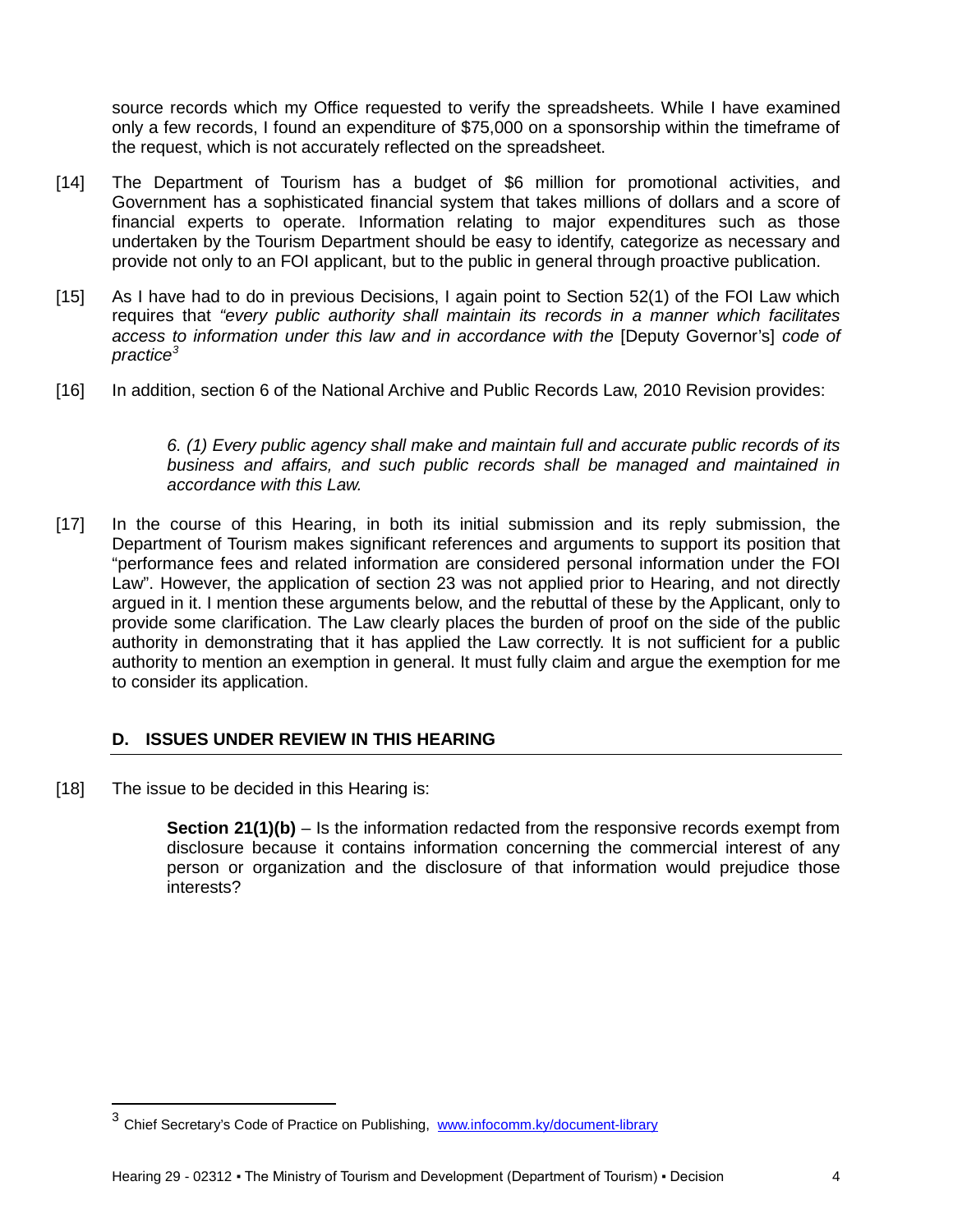source records which my Office requested to verify the spreadsheets. While I have examined only a few records, I found an expenditure of $75,000 on a sponsorship within the timeframe of the request, which is not accurately reflected on the spreadsheet.

[14] The Department of Tourism has a budget of $6 million for promotional activities, and Government has a sophisticated financial system that takes millions of dollars and a score of financial experts to operate. Information relating to major expenditures such as those undertaken by the Tourism Department should be easy to identify, categorize as necessary and provide not only to an FOI applicant, but to the public in general through proactive publication.

[15] As I have had to do in previous Decisions, I again point to Section 52(1) of the FOI Law which requires that *"every public authority shall maintain its records in a manner which facilitates access to information under this law and in accordance with the* [Deputy Governor's] *code of practice*[3]

[16] In addition, section 6 of the National Archive and Public Records Law, 2010 Revision provides:

> *6. (1) Every public agency shall make and maintain full and accurate public records of its business and affairs, and such public records shall be managed and maintained in accordance with this Law.*

[17] In the course of this Hearing, in both its initial submission and its reply submission, the Department of Tourism makes significant references and arguments to support its position that "performance fees and related information are considered personal information under the FOI Law". However, the application of section 23 was not applied prior to Hearing, and not directly argued in it. I mention these arguments below, and the rebuttal of these by the Applicant, only to provide some clarification. The Law clearly places the burden of proof on the side of the public authority in demonstrating that it has applied the Law correctly. It is not sufficient for a public authority to mention an exemption in general. It must fully claim and argue the exemption for me to consider its application.

## D. ISSUES UNDER REVIEW IN THIS HEARING

[18] The issue to be decided in this Hearing is:

> **Section 21(1)(b)** – Is the information redacted from the responsive records exempt from disclosure because it contains information concerning the commercial interest of any person or organization and the disclosure of that information would prejudice those interests?

---

[3] Chief Secretary's Code of Practice on Publishing, www.infocomm.ky/document-library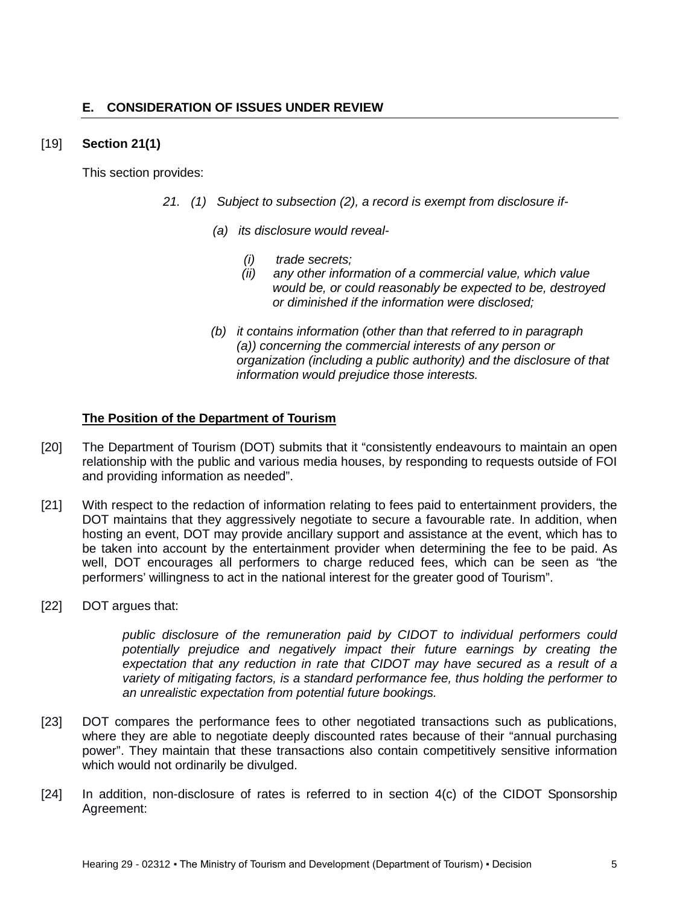## E. CONSIDERATION OF ISSUES UNDER REVIEW

[19] **Section 21(1)**

This section provides:

> *21. (1) Subject to subsection (2), a record is exempt from disclosure if-*
>
> *(a) its disclosure would reveal-*
>
> *(i) trade secrets;*
>
> *(ii) any other information of a commercial value, which value would be, or could reasonably be expected to be, destroyed or diminished if the information were disclosed;*
>
> *(b) it contains information (other than that referred to in paragraph (a)) concerning the commercial interests of any person or organization (including a public authority) and the disclosure of that information would prejudice those interests.*

**The Position of the Department of Tourism**

[20] The Department of Tourism (DOT) submits that it "consistently endeavours to maintain an open relationship with the public and various media houses, by responding to requests outside of FOI and providing information as needed".

[21] With respect to the redaction of information relating to fees paid to entertainment providers, the DOT maintains that they aggressively negotiate to secure a favourable rate. In addition, when hosting an event, DOT may provide ancillary support and assistance at the event, which has to be taken into account by the entertainment provider when determining the fee to be paid. As well, DOT encourages all performers to charge reduced fees, which can be seen as "the performers' willingness to act in the national interest for the greater good of Tourism".

[22] DOT argues that:

> *public disclosure of the remuneration paid by CIDOT to individual performers could potentially prejudice and negatively impact their future earnings by creating the expectation that any reduction in rate that CIDOT may have secured as a result of a variety of mitigating factors, is a standard performance fee, thus holding the performer to an unrealistic expectation from potential future bookings.*

[23] DOT compares the performance fees to other negotiated transactions such as publications, where they are able to negotiate deeply discounted rates because of their "annual purchasing power". They maintain that these transactions also contain competitively sensitive information which would not ordinarily be divulged.

[24] In addition, non-disclosure of rates is referred to in section 4(c) of the CIDOT Sponsorship Agreement: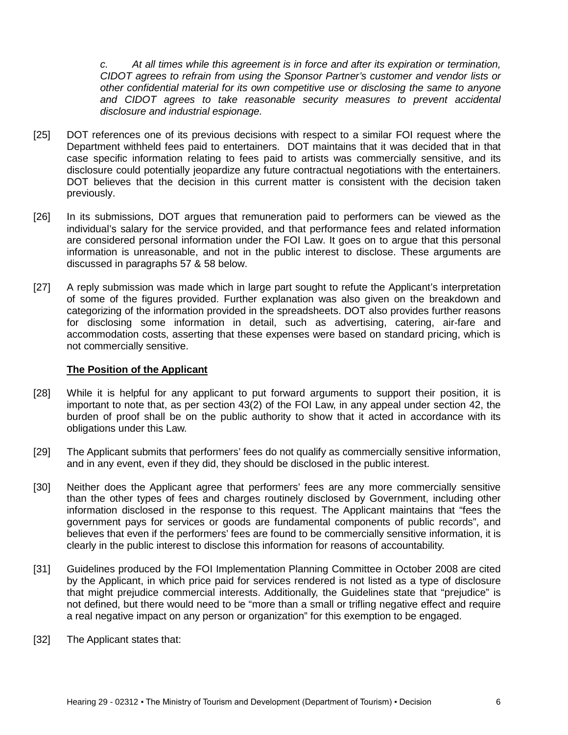*c. At all times while this agreement is in force and after its expiration or termination, CIDOT agrees to refrain from using the Sponsor Partner's customer and vendor lists or other confidential material for its own competitive use or disclosing the same to anyone and CIDOT agrees to take reasonable security measures to prevent accidental disclosure and industrial espionage.*

[25] DOT references one of its previous decisions with respect to a similar FOI request where the Department withheld fees paid to entertainers. DOT maintains that it was decided that in that case specific information relating to fees paid to artists was commercially sensitive, and its disclosure could potentially jeopardize any future contractual negotiations with the entertainers. DOT believes that the decision in this current matter is consistent with the decision taken previously.

[26] In its submissions, DOT argues that remuneration paid to performers can be viewed as the individual's salary for the service provided, and that performance fees and related information are considered personal information under the FOI Law. It goes on to argue that this personal information is unreasonable, and not in the public interest to disclose. These arguments are discussed in paragraphs 57 & 58 below.

[27] A reply submission was made which in large part sought to refute the Applicant's interpretation of some of the figures provided. Further explanation was also given on the breakdown and categorizing of the information provided in the spreadsheets. DOT also provides further reasons for disclosing some information in detail, such as advertising, catering, air-fare and accommodation costs, asserting that these expenses were based on standard pricing, which is not commercially sensitive.

**The Position of the Applicant**

[28] While it is helpful for any applicant to put forward arguments to support their position, it is important to note that, as per section 43(2) of the FOI Law, in any appeal under section 42, the burden of proof shall be on the public authority to show that it acted in accordance with its obligations under this Law.

[29] The Applicant submits that performers' fees do not qualify as commercially sensitive information, and in any event, even if they did, they should be disclosed in the public interest.

[30] Neither does the Applicant agree that performers' fees are any more commercially sensitive than the other types of fees and charges routinely disclosed by Government, including other information disclosed in the response to this request. The Applicant maintains that "fees the government pays for services or goods are fundamental components of public records", and believes that even if the performers' fees are found to be commercially sensitive information, it is clearly in the public interest to disclose this information for reasons of accountability.

[31] Guidelines produced by the FOI Implementation Planning Committee in October 2008 are cited by the Applicant, in which price paid for services rendered is not listed as a type of disclosure that might prejudice commercial interests. Additionally, the Guidelines state that "prejudice" is not defined, but there would need to be "more than a small or trifling negative effect and require a real negative impact on any person or organization" for this exemption to be engaged.

[32] The Applicant states that: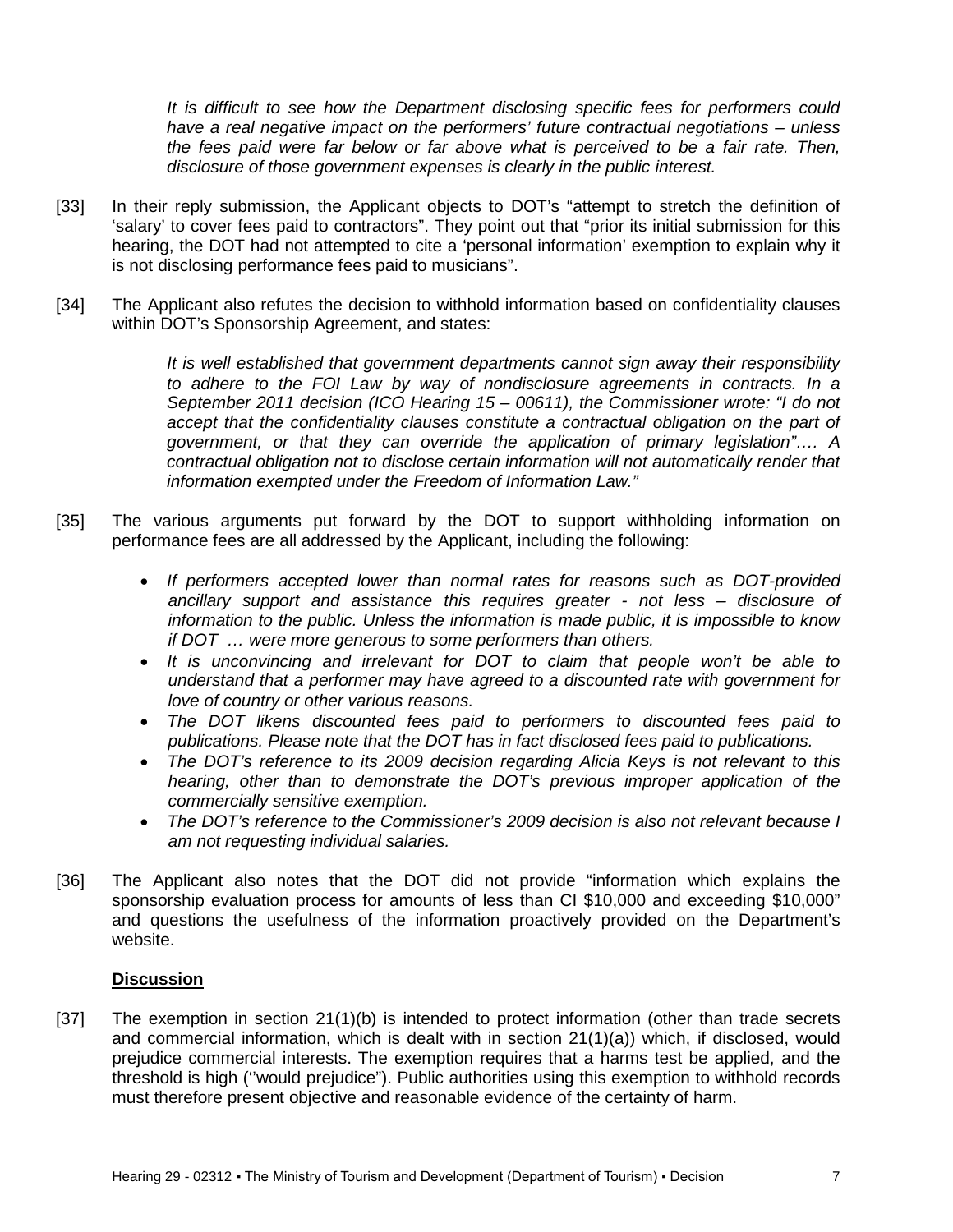> *It is difficult to see how the Department disclosing specific fees for performers could have a real negative impact on the performers' future contractual negotiations – unless the fees paid were far below or far above what is perceived to be a fair rate. Then, disclosure of those government expenses is clearly in the public interest.*

[33] In their reply submission, the Applicant objects to DOT's "attempt to stretch the definition of 'salary' to cover fees paid to contractors". They point out that "prior its initial submission for this hearing, the DOT had not attempted to cite a 'personal information' exemption to explain why it is not disclosing performance fees paid to musicians".

[34] The Applicant also refutes the decision to withhold information based on confidentiality clauses within DOT's Sponsorship Agreement, and states:

> *It is well established that government departments cannot sign away their responsibility to adhere to the FOI Law by way of nondisclosure agreements in contracts. In a September 2011 decision (ICO Hearing 15 – 00611), the Commissioner wrote: "I do not accept that the confidentiality clauses constitute a contractual obligation on the part of government, or that they can override the application of primary legislation"…. A contractual obligation not to disclose certain information will not automatically render that information exempted under the Freedom of Information Law."*

[35] The various arguments put forward by the DOT to support withholding information on performance fees are all addressed by the Applicant, including the following:

- *If performers accepted lower than normal rates for reasons such as DOT-provided ancillary support and assistance this requires greater - not less – disclosure of information to the public. Unless the information is made public, it is impossible to know if DOT … were more generous to some performers than others.*
- *It is unconvincing and irrelevant for DOT to claim that people won't be able to understand that a performer may have agreed to a discounted rate with government for love of country or other various reasons.*
- *The DOT likens discounted fees paid to performers to discounted fees paid to publications. Please note that the DOT has in fact disclosed fees paid to publications.*
- *The DOT's reference to its 2009 decision regarding Alicia Keys is not relevant to this hearing, other than to demonstrate the DOT's previous improper application of the commercially sensitive exemption.*
- *The DOT's reference to the Commissioner's 2009 decision is also not relevant because I am not requesting individual salaries.*

[36] The Applicant also notes that the DOT did not provide "information which explains the sponsorship evaluation process for amounts of less than CI \$10,000 and exceeding \$10,000" and questions the usefulness of the information proactively provided on the Department's website.

**Discussion**

[37] The exemption in section 21(1)(b) is intended to protect information (other than trade secrets and commercial information, which is dealt with in section 21(1)(a)) which, if disclosed, would prejudice commercial interests. The exemption requires that a harms test be applied, and the threshold is high ("would prejudice"). Public authorities using this exemption to withhold records must therefore present objective and reasonable evidence of the certainty of harm.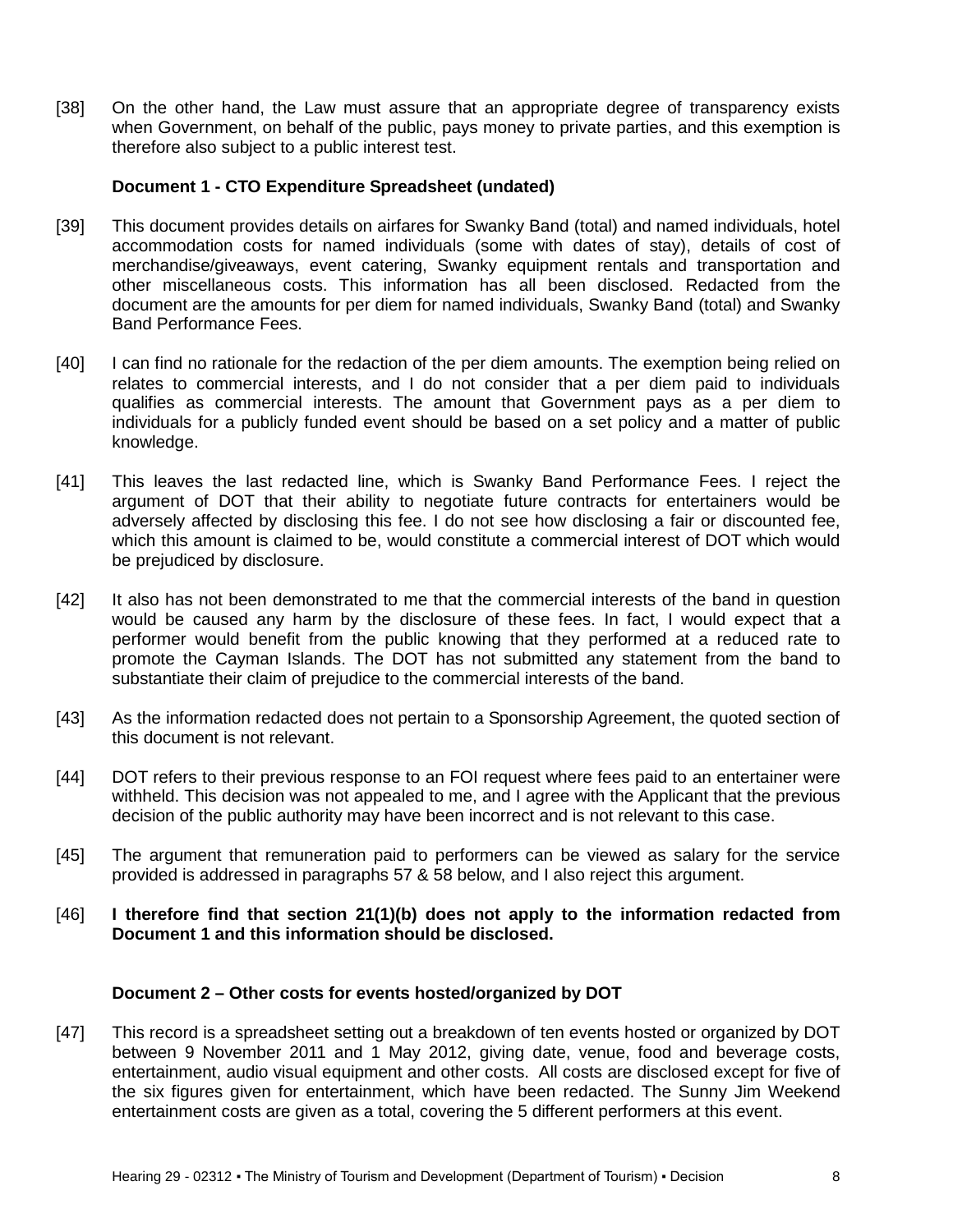[38] On the other hand, the Law must assure that an appropriate degree of transparency exists when Government, on behalf of the public, pays money to private parties, and this exemption is therefore also subject to a public interest test.

**Document 1 - CTO Expenditure Spreadsheet (undated)**

[39] This document provides details on airfares for Swanky Band (total) and named individuals, hotel accommodation costs for named individuals (some with dates of stay), details of cost of merchandise/giveaways, event catering, Swanky equipment rentals and transportation and other miscellaneous costs. This information has all been disclosed. Redacted from the document are the amounts for per diem for named individuals, Swanky Band (total) and Swanky Band Performance Fees.

[40] I can find no rationale for the redaction of the per diem amounts. The exemption being relied on relates to commercial interests, and I do not consider that a per diem paid to individuals qualifies as commercial interests. The amount that Government pays as a per diem to individuals for a publicly funded event should be based on a set policy and a matter of public knowledge.

[41] This leaves the last redacted line, which is Swanky Band Performance Fees. I reject the argument of DOT that their ability to negotiate future contracts for entertainers would be adversely affected by disclosing this fee. I do not see how disclosing a fair or discounted fee, which this amount is claimed to be, would constitute a commercial interest of DOT which would be prejudiced by disclosure.

[42] It also has not been demonstrated to me that the commercial interests of the band in question would be caused any harm by the disclosure of these fees. In fact, I would expect that a performer would benefit from the public knowing that they performed at a reduced rate to promote the Cayman Islands. The DOT has not submitted any statement from the band to substantiate their claim of prejudice to the commercial interests of the band.

[43] As the information redacted does not pertain to a Sponsorship Agreement, the quoted section of this document is not relevant.

[44] DOT refers to their previous response to an FOI request where fees paid to an entertainer were withheld. This decision was not appealed to me, and I agree with the Applicant that the previous decision of the public authority may have been incorrect and is not relevant to this case.

[45] The argument that remuneration paid to performers can be viewed as salary for the service provided is addressed in paragraphs 57 & 58 below, and I also reject this argument.

[46] **I therefore find that section 21(1)(b) does not apply to the information redacted from Document 1 and this information should be disclosed.**

**Document 2 – Other costs for events hosted/organized by DOT**

[47] This record is a spreadsheet setting out a breakdown of ten events hosted or organized by DOT between 9 November 2011 and 1 May 2012, giving date, venue, food and beverage costs, entertainment, audio visual equipment and other costs. All costs are disclosed except for five of the six figures given for entertainment, which have been redacted. The Sunny Jim Weekend entertainment costs are given as a total, covering the 5 different performers at this event.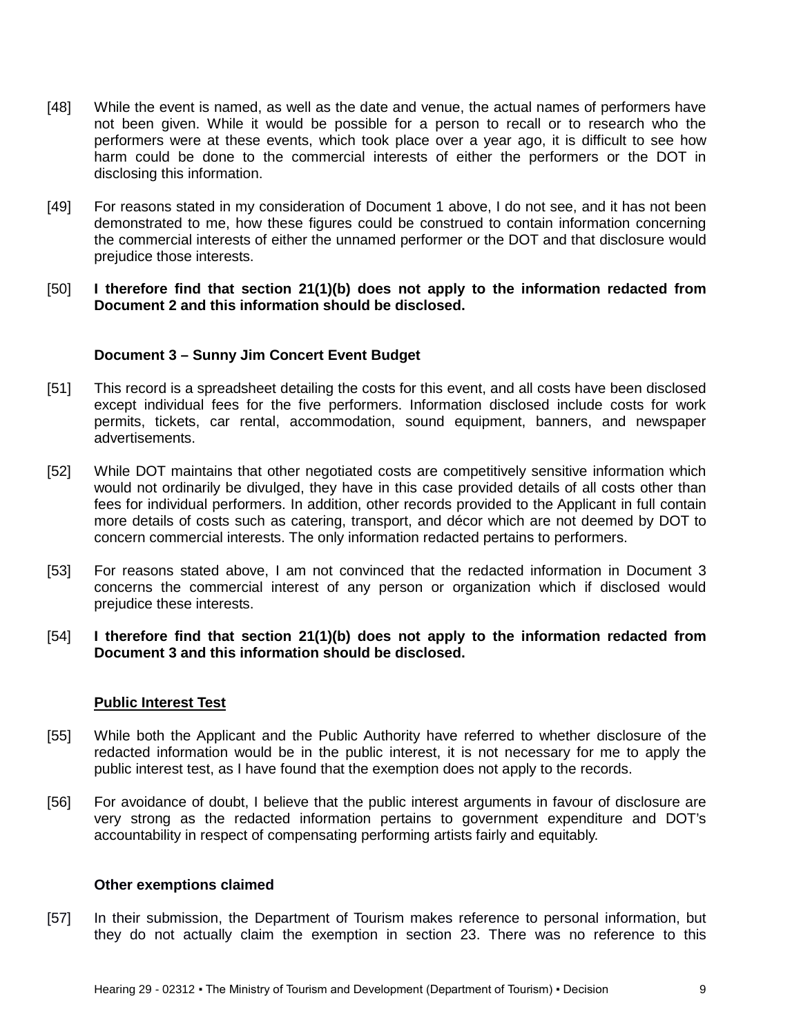[48] While the event is named, as well as the date and venue, the actual names of performers have not been given. While it would be possible for a person to recall or to research who the performers were at these events, which took place over a year ago, it is difficult to see how harm could be done to the commercial interests of either the performers or the DOT in disclosing this information.

[49] For reasons stated in my consideration of Document 1 above, I do not see, and it has not been demonstrated to me, how these figures could be construed to contain information concerning the commercial interests of either the unnamed performer or the DOT and that disclosure would prejudice those interests.

[50] **I therefore find that section 21(1)(b) does not apply to the information redacted from Document 2 and this information should be disclosed.**

**Document 3 – Sunny Jim Concert Event Budget**

[51] This record is a spreadsheet detailing the costs for this event, and all costs have been disclosed except individual fees for the five performers. Information disclosed include costs for work permits, tickets, car rental, accommodation, sound equipment, banners, and newspaper advertisements.

[52] While DOT maintains that other negotiated costs are competitively sensitive information which would not ordinarily be divulged, they have in this case provided details of all costs other than fees for individual performers. In addition, other records provided to the Applicant in full contain more details of costs such as catering, transport, and décor which are not deemed by DOT to concern commercial interests. The only information redacted pertains to performers.

[53] For reasons stated above, I am not convinced that the redacted information in Document 3 concerns the commercial interest of any person or organization which if disclosed would prejudice these interests.

[54] **I therefore find that section 21(1)(b) does not apply to the information redacted from Document 3 and this information should be disclosed.**

**<u>Public Interest Test</u>**

[55] While both the Applicant and the Public Authority have referred to whether disclosure of the redacted information would be in the public interest, it is not necessary for me to apply the public interest test, as I have found that the exemption does not apply to the records.

[56] For avoidance of doubt, I believe that the public interest arguments in favour of disclosure are very strong as the redacted information pertains to government expenditure and DOT's accountability in respect of compensating performing artists fairly and equitably.

**Other exemptions claimed**

[57] In their submission, the Department of Tourism makes reference to personal information, but they do not actually claim the exemption in section 23. There was no reference to this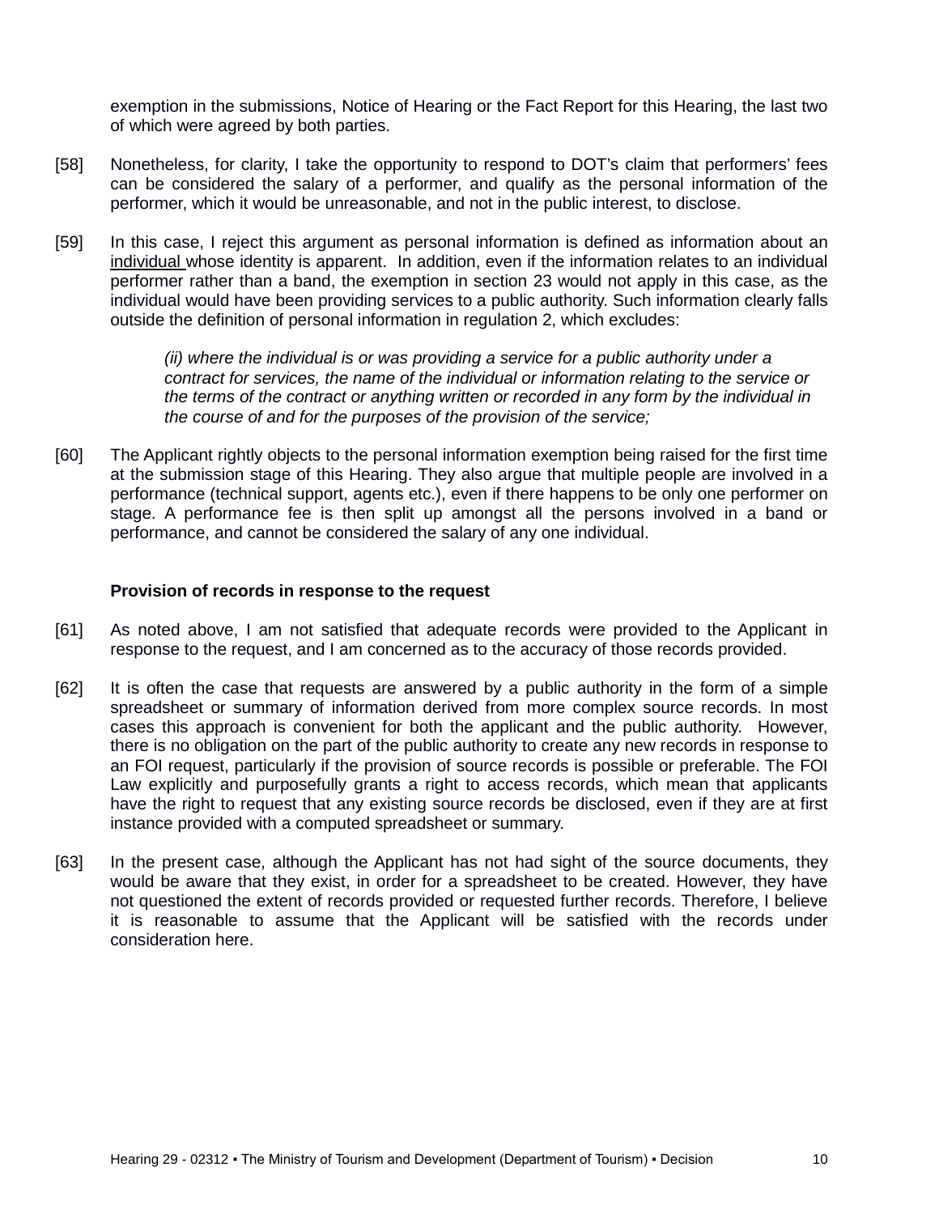exemption in the submissions, Notice of Hearing or the Fact Report for this Hearing, the last two of which were agreed by both parties.

[58] Nonetheless, for clarity, I take the opportunity to respond to DOT's claim that performers' fees can be considered the salary of a performer, and qualify as the personal information of the performer, which it would be unreasonable, and not in the public interest, to disclose.

[59] In this case, I reject this argument as personal information is defined as information about an individual whose identity is apparent. In addition, even if the information relates to an individual performer rather than a band, the exemption in section 23 would not apply in this case, as the individual would have been providing services to a public authority. Such information clearly falls outside the definition of personal information in regulation 2, which excludes:

> *(ii) where the individual is or was providing a service for a public authority under a contract for services, the name of the individual or information relating to the service or the terms of the contract or anything written or recorded in any form by the individual in the course of and for the purposes of the provision of the service;*

[60] The Applicant rightly objects to the personal information exemption being raised for the first time at the submission stage of this Hearing. They also argue that multiple people are involved in a performance (technical support, agents etc.), even if there happens to be only one performer on stage. A performance fee is then split up amongst all the persons involved in a band or performance, and cannot be considered the salary of any one individual.

**Provision of records in response to the request**

[61] As noted above, I am not satisfied that adequate records were provided to the Applicant in response to the request, and I am concerned as to the accuracy of those records provided.

[62] It is often the case that requests are answered by a public authority in the form of a simple spreadsheet or summary of information derived from more complex source records. In most cases this approach is convenient for both the applicant and the public authority. However, there is no obligation on the part of the public authority to create any new records in response to an FOI request, particularly if the provision of source records is possible or preferable. The FOI Law explicitly and purposefully grants a right to access records, which mean that applicants have the right to request that any existing source records be disclosed, even if they are at first instance provided with a computed spreadsheet or summary.

[63] In the present case, although the Applicant has not had sight of the source documents, they would be aware that they exist, in order for a spreadsheet to be created. However, they have not questioned the extent of records provided or requested further records. Therefore, I believe it is reasonable to assume that the Applicant will be satisfied with the records under consideration here.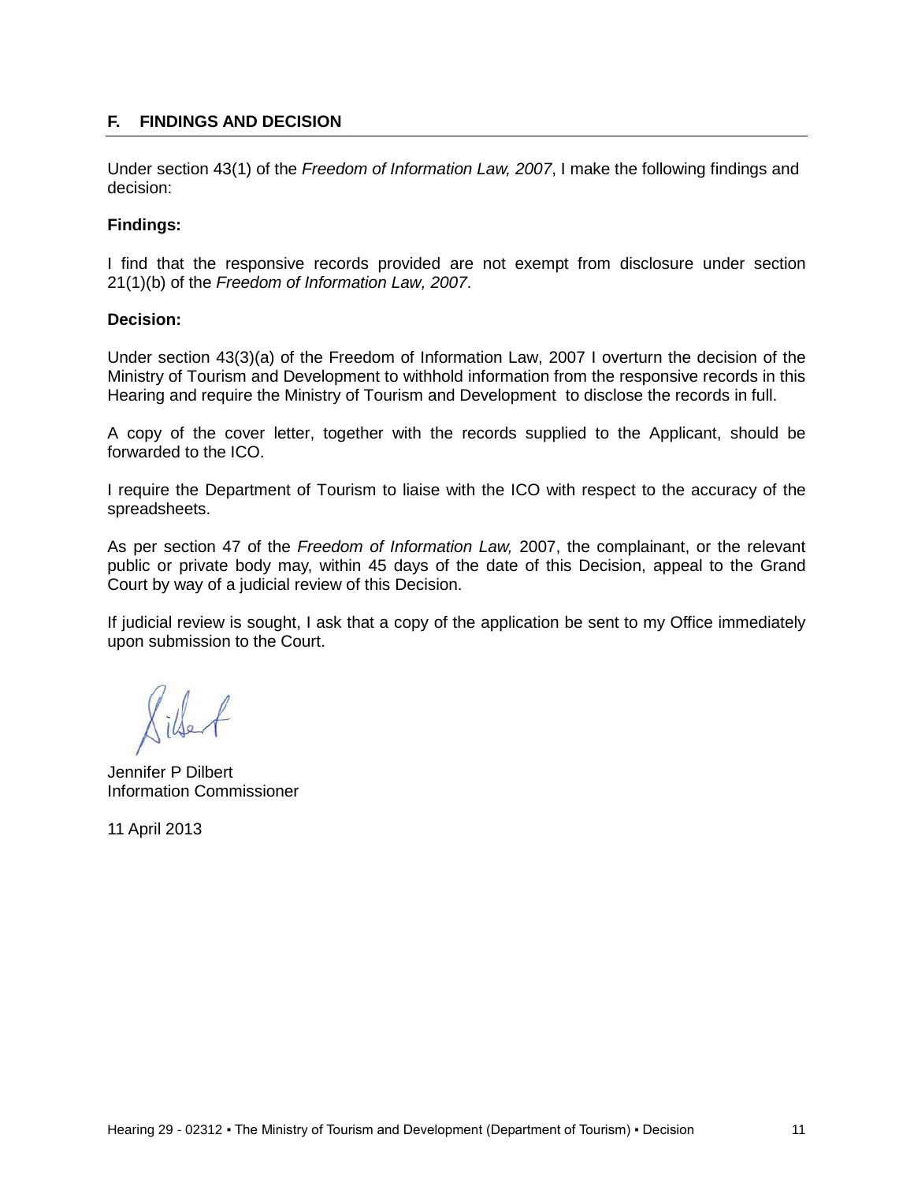## F. FINDINGS AND DECISION

Under section 43(1) of the *Freedom of Information Law, 2007*, I make the following findings and decision:

**Findings:**

I find that the responsive records provided are not exempt from disclosure under section 21(1)(b) of the *Freedom of Information Law, 2007*.

**Decision:**

Under section 43(3)(a) of the Freedom of Information Law, 2007 I overturn the decision of the Ministry of Tourism and Development to withhold information from the responsive records in this Hearing and require the Ministry of Tourism and Development to disclose the records in full.

A copy of the cover letter, together with the records supplied to the Applicant, should be forwarded to the ICO.

I require the Department of Tourism to liaise with the ICO with respect to the accuracy of the spreadsheets.

As per section 47 of the *Freedom of Information Law,* 2007, the complainant, or the relevant public or private body may, within 45 days of the date of this Decision, appeal to the Grand Court by way of a judicial review of this Decision.

If judicial review is sought, I ask that a copy of the application be sent to my Office immediately upon submission to the Court.

Jennifer P Dilbert
Information Commissioner

11 April 2013